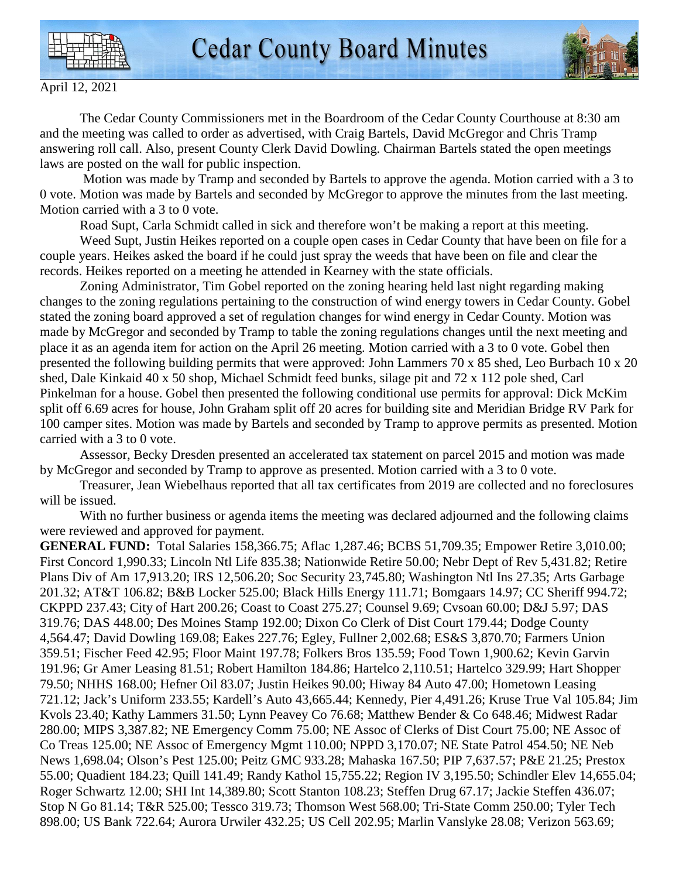# Cedar County Board Minutes

April 12, 2021

The Cedar County Commissioners met in the Boardroom of the Cedar County Courthouse at 8:30 am and the meeting was called to order as advertised, with Craig Bartels, David McGregor and Chris Tramp answering roll call. Also, present County Clerk David Dowling. Chairman Bartels stated the open meetings laws are posted on the wall for public inspection.

Motion was made by Tramp and seconded by Bartels to approve the agenda. Motion carried with a 3 to 0 vote. Motion was made by Bartels and seconded by McGregor to approve the minutes from the last meeting. Motion carried with a 3 to 0 vote.

Road Supt, Carla Schmidt called in sick and therefore won't be making a report at this meeting.

Weed Supt, Justin Heikes reported on a couple open cases in Cedar County that have been on file for a couple years. Heikes asked the board if he could just spray the weeds that have been on file and clear the records. Heikes reported on a meeting he attended in Kearney with the state officials.

Zoning Administrator, Tim Gobel reported on the zoning hearing held last night regarding making changes to the zoning regulations pertaining to the construction of wind energy towers in Cedar County. Gobel stated the zoning board approved a set of regulation changes for wind energy in Cedar County. Motion was made by McGregor and seconded by Tramp to table the zoning regulations changes until the next meeting and place it as an agenda item for action on the April 26 meeting. Motion carried with a 3 to 0 vote. Gobel then presented the following building permits that were approved: John Lammers 70 x 85 shed, Leo Burbach 10 x 20 shed, Dale Kinkaid 40 x 50 shop, Michael Schmidt feed bunks, silage pit and 72 x 112 pole shed, Carl Pinkelman for a house. Gobel then presented the following conditional use permits for approval: Dick McKim split off 6.69 acres for house, John Graham split off 20 acres for building site and Meridian Bridge RV Park for 100 camper sites. Motion was made by Bartels and seconded by Tramp to approve permits as presented. Motion carried with a 3 to 0 vote.

Assessor, Becky Dresden presented an accelerated tax statement on parcel 2015 and motion was made by McGregor and seconded by Tramp to approve as presented. Motion carried with a 3 to 0 vote.

Treasurer, Jean Wiebelhaus reported that all tax certificates from 2019 are collected and no foreclosures will be issued.

With no further business or agenda items the meeting was declared adjourned and the following claims were reviewed and approved for payment.

**GENERAL FUND:** Total Salaries 158,366.75; Aflac 1,287.46; BCBS 51,709.35; Empower Retire 3,010.00; First Concord 1,990.33; Lincoln Ntl Life 835.38; Nationwide Retire 50.00; Nebr Dept of Rev 5,431.82; Retire Plans Div of Am 17,913.20; IRS 12,506.20; Soc Security 23,745.80; Washington Ntl Ins 27.35; Arts Garbage 201.32; AT&T 106.82; B&B Locker 525.00; Black Hills Energy 111.71; Bomgaars 14.97; CC Sheriff 994.72; CKPPD 237.43; City of Hart 200.26; Coast to Coast 275.27; Counsel 9.69; Cvsoan 60.00; D&J 5.97; DAS 319.76; DAS 448.00; Des Moines Stamp 192.00; Dixon Co Clerk of Dist Court 179.44; Dodge County 4,564.47; David Dowling 169.08; Eakes 227.76; Egley, Fullner 2,002.68; ES&S 3,870.70; Farmers Union 359.51; Fischer Feed 42.95; Floor Maint 197.78; Folkers Bros 135.59; Food Town 1,900.62; Kevin Garvin 191.96; Gr Amer Leasing 81.51; Robert Hamilton 184.86; Hartelco 2,110.51; Hartelco 329.99; Hart Shopper 79.50; NHHS 168.00; Hefner Oil 83.07; Justin Heikes 90.00; Hiway 84 Auto 47.00; Hometown Leasing 721.12; Jack's Uniform 233.55; Kardell's Auto 43,665.44; Kennedy, Pier 4,491.26; Kruse True Val 105.84; Jim Kvols 23.40; Kathy Lammers 31.50; Lynn Peavey Co 76.68; Matthew Bender & Co 648.46; Midwest Radar 280.00; MIPS 3,387.82; NE Emergency Comm 75.00; NE Assoc of Clerks of Dist Court 75.00; NE Assoc of Co Treas 125.00; NE Assoc of Emergency Mgmt 110.00; NPPD 3,170.07; NE State Patrol 454.50; NE Neb News 1,698.04; Olson's Pest 125.00; Peitz GMC 933.28; Mahaska 167.50; PIP 7,637.57; P&E 21.25; Prestox 55.00; Quadient 184.23; Quill 141.49; Randy Kathol 15,755.22; Region IV 3,195.50; Schindler Elev 14,655.04; Roger Schwartz 12.00; SHI Int 14,389.80; Scott Stanton 108.23; Steffen Drug 67.17; Jackie Steffen 436.07; Stop N Go 81.14; T&R 525.00; Tessco 319.73; Thomson West 568.00; Tri-State Comm 250.00; Tyler Tech 898.00; US Bank 722.64; Aurora Urwiler 432.25; US Cell 202.95; Marlin Vanslyke 28.08; Verizon 563.69;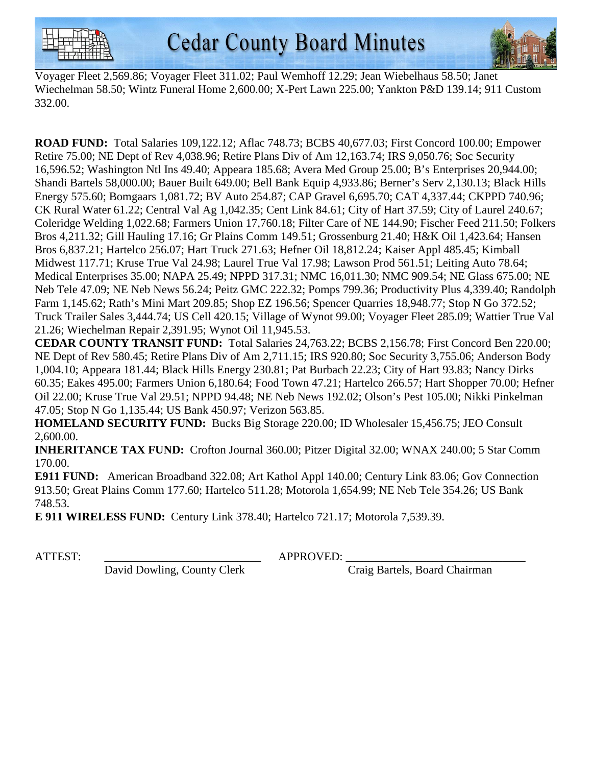Voyager Fleet 2,569.86; Voyager Fleet 311.02; Paul Wemhoff 12.29; Jean Wiebelhaus 58.50; Janet Wiechelman 58.50; Wintz Funeral Home 2,600.00; X-Pert Lawn 225.00; Yankton P&D 139.14; 911 Custom 332.00.

**ROAD FUND:** Total Salaries 109,122.12; Aflac 748.73; BCBS 40,677.03; First Concord 100.00; Empower Retire 75.00; NE Dept of Rev 4,038.96; Retire Plans Div of Am 12,163.74; IRS 9,050.76; Soc Security 16,596.52; Washington Ntl Ins 49.40; Appeara 185.68; Avera Med Group 25.00; B's Enterprises 20,944.00; Shandi Bartels 58,000.00; Bauer Built 649.00; Bell Bank Equip 4,933.86; Berner's Serv 2,130.13; Black Hills Energy 575.60; Bomgaars 1,081.72; BV Auto 254.87; CAP Gravel 6,695.70; CAT 4,337.44; CKPPD 740.96; CK Rural Water 61.22; Central Val Ag 1,042.35; Cent Link 84.61; City of Hart 37.59; City of Laurel 240.67; Coleridge Welding 1,022.68; Farmers Union 17,760.18; Filter Care of NE 144.90; Fischer Feed 211.50; Folkers Bros 4,211.32; Gill Hauling 17.16; Gr Plains Comm 149.51; Grossenburg 21.40; H&K Oil 1,423.64; Hansen Bros 6,837.21; Hartelco 256.07; Hart Truck 271.63; Hefner Oil 18,812.24; Kaiser Appl 485.45; Kimball Midwest 117.71; Kruse True Val 24.98; Laurel True Val 17.98; Lawson Prod 561.51; Leiting Auto 78.64; Medical Enterprises 35.00; NAPA 25.49; NPPD 317.31; NMC 16,011.30; NMC 909.54; NE Glass 675.00; NE Neb Tele 47.09; NE Neb News 56.24; Peitz GMC 222.32; Pomps 799.36; Productivity Plus 4,339.40; Randolph Farm 1,145.62; Rath's Mini Mart 209.85; Shop EZ 196.56; Spencer Quarries 18,948.77; Stop N Go 372.52; Truck Trailer Sales 3,444.74; US Cell 420.15; Village of Wynot 99.00; Voyager Fleet 285.09; Wattier True Val 21.26; Wiechelman Repair 2,391.95; Wynot Oil 11,945.53.

**CEDAR COUNTY TRANSIT FUND:** Total Salaries 24,763.22; BCBS 2,156.78; First Concord Ben 220.00; NE Dept of Rev 580.45; Retire Plans Div of Am 2,711.15; IRS 920.80; Soc Security 3,755.06; Anderson Body 1,004.10; Appeara 181.44; Black Hills Energy 230.81; Pat Burbach 22.23; City of Hart 93.83; Nancy Dirks 60.35; Eakes 495.00; Farmers Union 6,180.64; Food Town 47.21; Hartelco 266.57; Hart Shopper 70.00; Hefner Oil 22.00; Kruse True Val 29.51; NPPD 94.48; NE Neb News 192.02; Olson's Pest 105.00; Nikki Pinkelman 47.05; Stop N Go 1,135.44; US Bank 450.97; Verizon 563.85.

**HOMELAND SECURITY FUND:** Bucks Big Storage 220.00; ID Wholesaler 15,456.75; JEO Consult 2,600.00.

**INHERITANCE TAX FUND:** Crofton Journal 360.00; Pitzer Digital 32.00; WNAX 240.00; 5 Star Comm 170.00.

**E911 FUND:** American Broadband 322.08; Art Kathol Appl 140.00; Century Link 83.06; Gov Connection 913.50; Great Plains Comm 177.60; Hartelco 511.28; Motorola 1,654.99; NE Neb Tele 354.26; US Bank 748.53.

**E 911 WIRELESS FUND:** Century Link 378.40; Hartelco 721.17; Motorola 7,539.39.

ATTEST: ___________________________ APPROVED: ______________________________

David Dowling, County Clerk Craig Bartels, Board Chairman